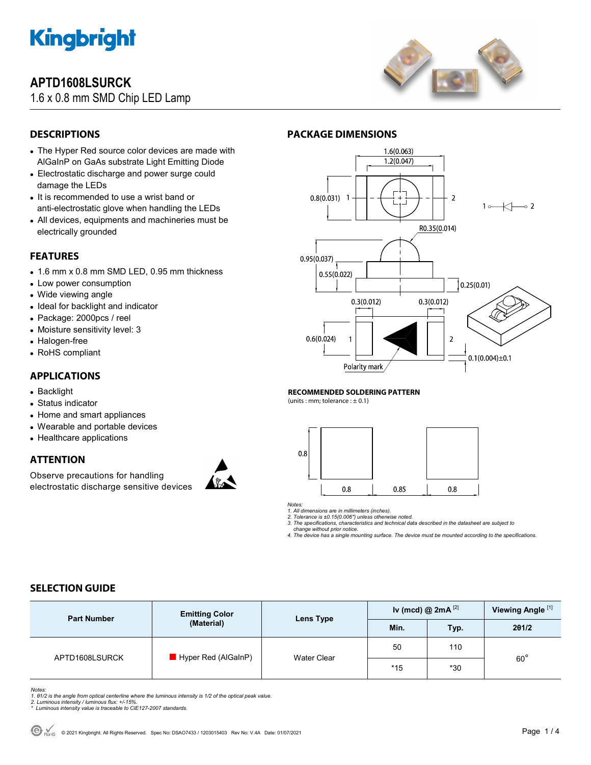# APTD1608LSURCK

1.6 x 0.8 mm SMD Chip LED Lamp

## DESCRIPTIONS

- The Hyper Red source color devices are made with AlGaInP on GaAs substrate Light Emitting Diode
- Electrostatic discharge and power surge could damage the LEDs
- It is recommended to use a wrist band or anti-electrostatic glove when handling the LEDs
- All devices, equipments and machineries must be electrically grounded

## FEATURES

- 1.6 mm x 0.8 mm SMD LED, 0.95 mm thickness
- Low power consumption
- Wide viewing angle
- Ideal for backlight and indicator
- Package: 2000pcs / reel
- Moisture sensitivity level: 3
- Halogen-free
- RoHS compliant

## APPLICATIONS

- Backlight
- Status indicator
- Home and smart appliances
- Wearable and portable devices
- Healthcare applications

## ATTENTION

Observe precautions for handling electrostatic discharge sensitive devices

## PACKAGE DIMENSIONS

1.6(0.063)
1.2(0.047)
0.8(0.031)
R0.35(0.014)
0.95(0.037)
0.55(0.022)
0.25(0.01)
0.3(0.012)
0.3(0.012)
0.6(0.024)
Polarity mark
0.1(0.004)±0.1

### RECOMMENDED SOLDERING PATTERN

(units : mm; tolerance : ± 0.1)

0.8
0.8 0.85 0.8

*Notes:*
*1. All dimensions are in millimeters (inches).*
*2. Tolerance is ±0.15(0.006") unless otherwise noted.*
*3. The specifications, characteristics and technical data described in the datasheet are subject to change without prior notice.*
*4. The device has a single mounting surface. The device must be mounted according to the specifications.*

## SELECTION GUIDE

| Part Number | Emitting Color (Material) | Lens Type | Iv (mcd) @ 2mA [2] | | Viewing Angle [1] |
|---|---|---|---|---|---|
| | | | Min. | Typ. | 2θ1/2 |
| APTD1608LSURCK | Hyper Red (AlGaInP) | Water Clear | 50 | 110 | 60° |
| | | | *15 | *30 | |

*Notes:*
*1. θ1/2 is the angle from optical centerline where the luminous intensity is 1/2 of the optical peak value.*
*2. Luminous intensity / luminous flux: +/-15%.*
*\* Luminous intensity value is traceable to CIE127-2007 standards.*

© 2021 Kingbright. All Rights Reserved. Spec No: DSAO7433 / 1203015403 Rev No: V.4A Date: 01/07/2021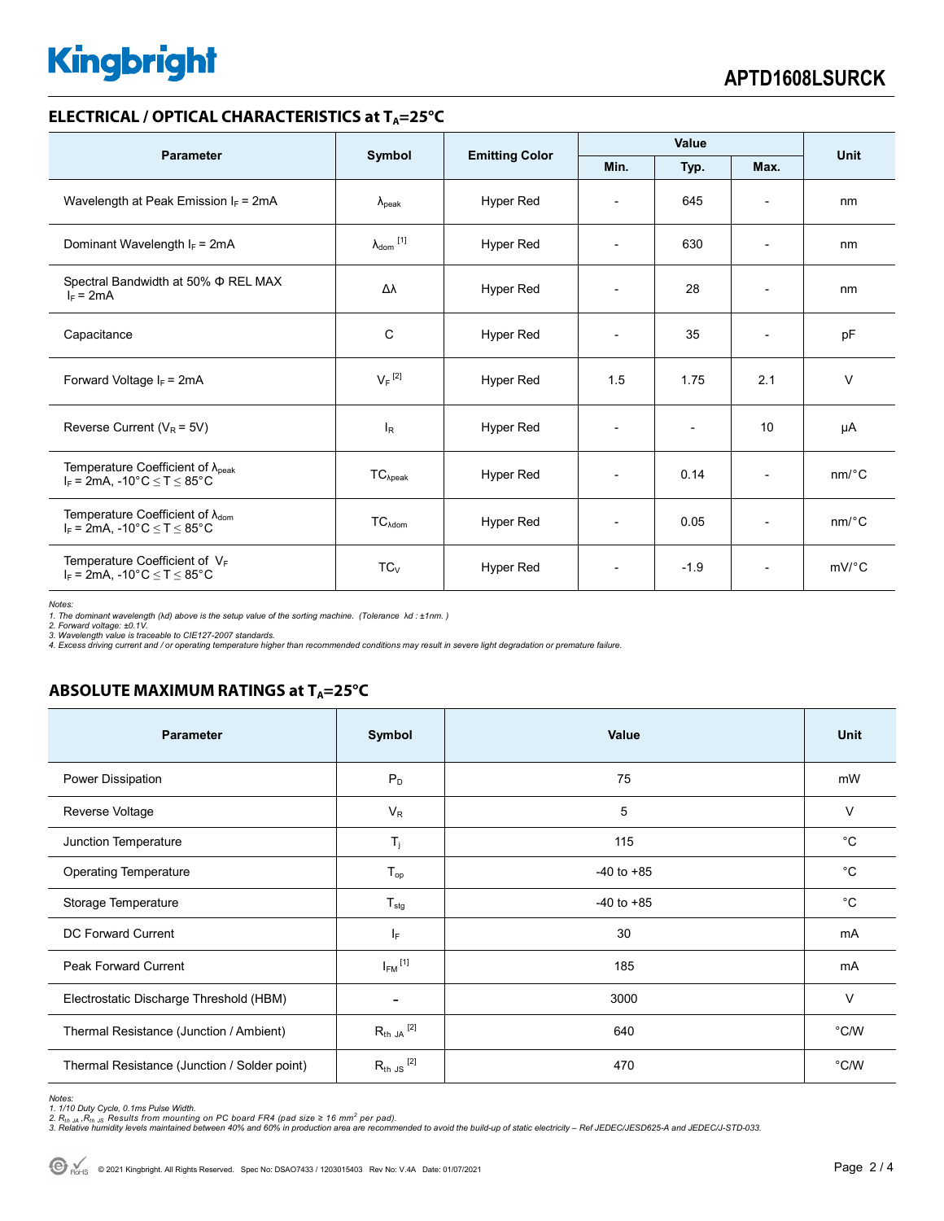## ELECTRICAL / OPTICAL CHARACTERISTICS at $T_A$=25°C

| Parameter | Symbol | Emitting Color | Value | | | Unit |
|---|---|---|---|---|---|---|
| | | | Min. | Typ. | Max. | |
| Wavelength at Peak Emission $I_F$ = 2mA | $\lambda_{peak}$ | Hyper Red | - | 645 | - | nm |
| Dominant Wavelength $I_F$ = 2mA | $\lambda_{dom}$ [1] | Hyper Red | - | 630 | - | nm |
| Spectral Bandwidth at 50% Φ REL MAX $I_F$ = 2mA | Δλ | Hyper Red | - | 28 | - | nm |
| Capacitance | C | Hyper Red | - | 35 | - | pF |
| Forward Voltage $I_F$ = 2mA | $V_F$ [2] | Hyper Red | 1.5 | 1.75 | 2.1 | V |
| Reverse Current ($V_R$ = 5V) | $I_R$ | Hyper Red | - | - | 10 | μA |
| Temperature Coefficient of $\lambda_{peak}$ $I_F$ = 2mA, -10°C ≤ T ≤ 85°C | $TC_{\lambda peak}$ | Hyper Red | - | 0.14 | - | nm/°C |
| Temperature Coefficient of $\lambda_{dom}$ $I_F$ = 2mA, -10°C ≤ T ≤ 85°C | $TC_{\lambda dom}$ | Hyper Red | - | 0.05 | - | nm/°C |
| Temperature Coefficient of $V_F$ $I_F$ = 2mA, -10°C ≤ T ≤ 85°C | $TC_V$ | Hyper Red | - | -1.9 | - | mV/°C |

*Notes:*
*1. The dominant wavelength (λd) above is the setup value of the sorting machine. (Tolerance λd : ±1nm. )*
*2. Forward voltage: ±0.1V.*
*3. Wavelength value is traceable to CIE127-2007 standards.*
*4. Excess driving current and / or operating temperature higher than recommended conditions may result in severe light degradation or premature failure.*

## ABSOLUTE MAXIMUM RATINGS at $T_A$=25°C

| Parameter | Symbol | Value | Unit |
|---|---|---|---|
| Power Dissipation | $P_D$ | 75 | mW |
| Reverse Voltage | $V_R$ | 5 | V |
| Junction Temperature | $T_j$ | 115 | °C |
| Operating Temperature | $T_{op}$ | -40 to +85 | °C |
| Storage Temperature | $T_{stg}$ | -40 to +85 | °C |
| DC Forward Current | $I_F$ | 30 | mA |
| Peak Forward Current | $I_{FM}$ [1] | 185 | mA |
| Electrostatic Discharge Threshold (HBM) | - | 3000 | V |
| Thermal Resistance (Junction / Ambient) | $R_{th\ JA}$ [2] | 640 | °C/W |
| Thermal Resistance (Junction / Solder point) | $R_{th\ JS}$ [2] | 470 | °C/W |

*Notes:*
*1. 1/10 Duty Cycle, 0.1ms Pulse Width.*
*2. $R_{th\ JA}$ ,$R_{th\ JS}$ Results from mounting on PC board FR4 (pad size ≥ 16 $mm^2$ per pad).*
*3. Relative humidity levels maintained between 40% and 60% in production area are recommended to avoid the build-up of static electricity – Ref JEDEC/JESD625-A and JEDEC/J-STD-033.*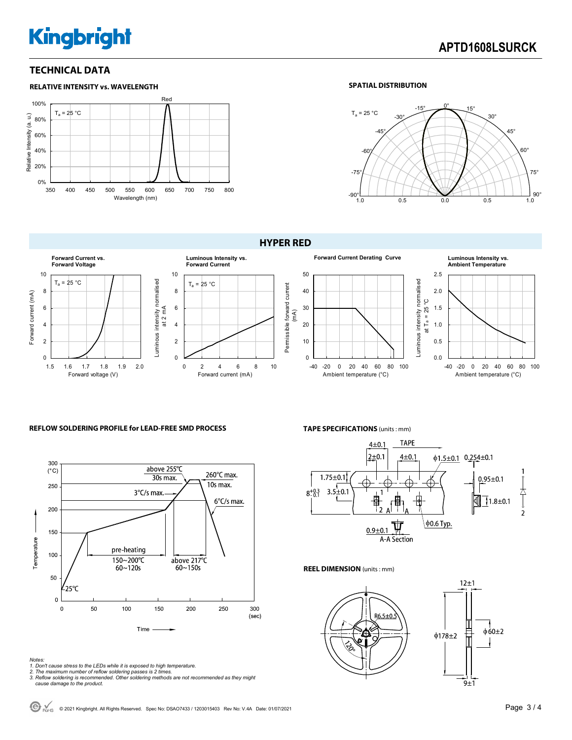## TECHNICAL DATA

### RELATIVE INTENSITY vs. WAVELENGTH

### SPATIAL DISTRIBUTION

## HYPER RED

**Forward Current vs. Forward Voltage**

**Luminous Intensity vs. Forward Current**

**Forward Current Derating Curve**

**Luminous Intensity vs. Ambient Temperature**

### REFLOW SOLDERING PROFILE for LEAD-FREE SMD PROCESS

### TAPE SPECIFICATIONS (units : mm)

### REEL DIMENSION (units : mm)

*Notes:*
*1. Don't cause stress to the LEDs while it is exposed to high temperature.*
*2. The maximum number of reflow soldering passes is 2 times.*
*3. Reflow soldering is recommended. Other soldering methods are not recommended as they might cause damage to the product.*

© 2021 Kingbright. All Rights Reserved. Spec No: DSAO7433 / 1203015403 Rev No: V.4A Date: 01/07/2021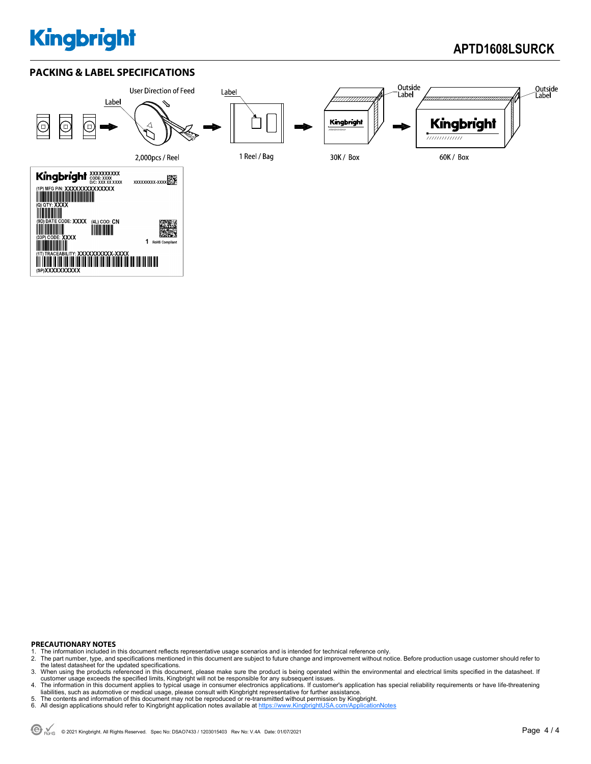## PACKING & LABEL SPECIFICATIONS

Label

User Direction of Feed

Label

Outside Label

Outside Label

2,000pcs / Reel

1 Reel / Bag

30K / Box

60K / Box

Kingbright XXXXXXXXXX CODE: XXXX D/C: XXX XX XXXX XXXXXXXXX-XXXX

(1P) MFG P/N: XXXXXXXXXXXXXX

(Q) QTY: XXXX

(9D) DATE CODE: XXXX (4L) COO: CN

(33P) CODE: XXXX

1 RoHS Compliant

(1T) TRACEABILITY: XXXXXXXXXX-XXXX

(SP)XXXXXXXXXX

### PRECAUTIONARY NOTES

1. The information included in this document reflects representative usage scenarios and is intended for technical reference only.
2. The part number, type, and specifications mentioned in this document are subject to future change and improvement without notice. Before production usage customer should refer to the latest datasheet for the updated specifications.
3. When using the products referenced in this document, please make sure the product is being operated within the environmental and electrical limits specified in the datasheet. If customer usage exceeds the specified limits, Kingbright will not be responsible for any subsequent issues.
4. The information in this document applies to typical usage in consumer electronics applications. If customer's application has special reliability requirements or have life-threatening liabilities, such as automotive or medical usage, please consult with Kingbright representative for further assistance.
5. The contents and information of this document may not be reproduced or re-transmitted without permission by Kingbright.
6. All design applications should refer to Kingbright application notes available at https://www.KingbrightUSA.com/ApplicationNotes

© 2021 Kingbright. All Rights Reserved. Spec No: DSAO7433 / 1203015403 Rev No: V.4A Date: 01/07/2021